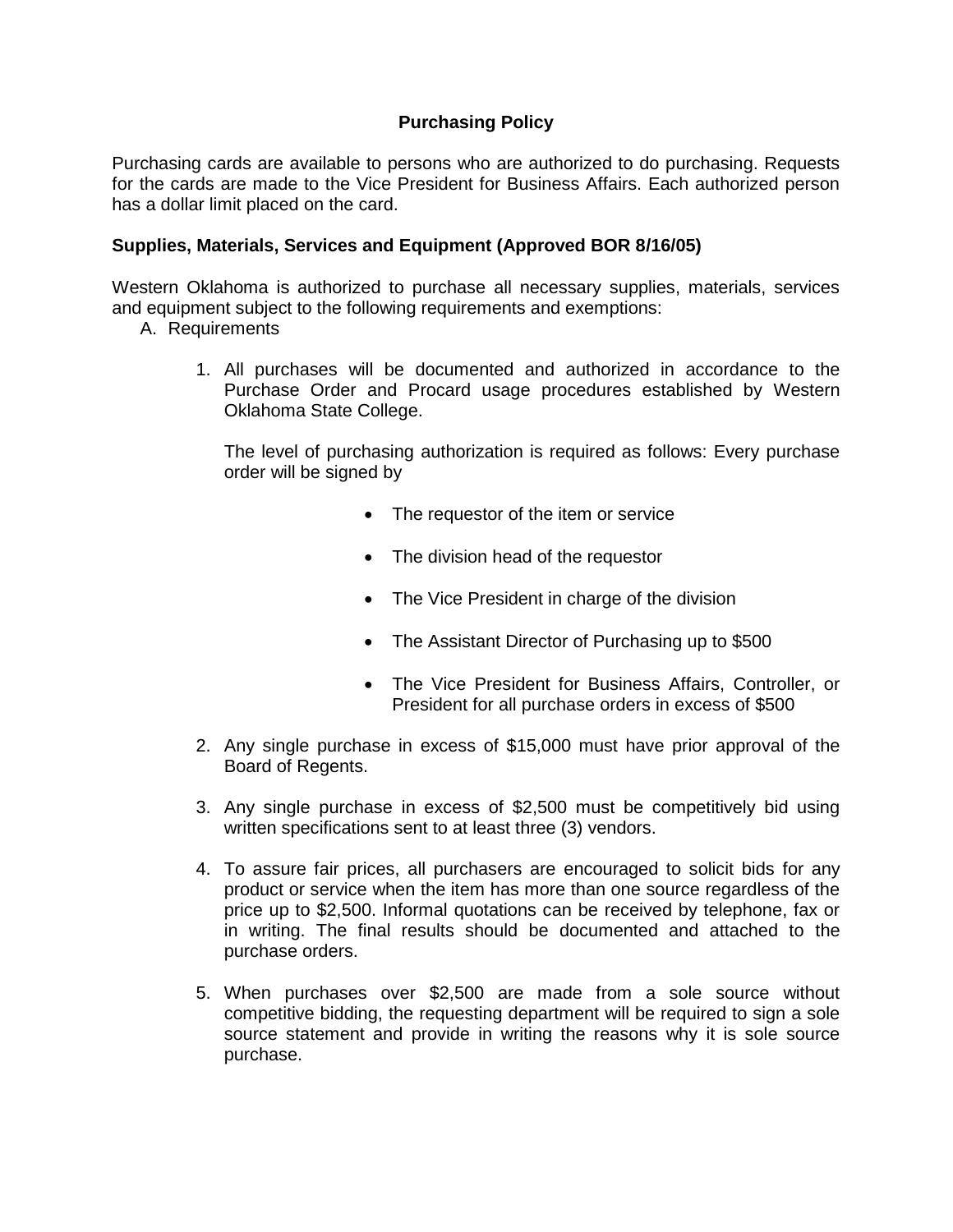# Purchasing Policy

Purchasing cards are available to persons who are authorized to do purchasing. Requests for the cards are made to the Vice President for Business Affairs. Each authorized person has a dollar limit placed on the card.

**Supplies, Materials, Services and Equipment (Approved BOR 8/16/05)**

Western Oklahoma is authorized to purchase all necessary supplies, materials, services and equipment subject to the following requirements and exemptions:

A. Requirements

1. All purchases will be documented and authorized in accordance to the Purchase Order and Procard usage procedures established by Western Oklahoma State College.

   The level of purchasing authorization is required as follows: Every purchase order will be signed by

   - The requestor of the item or service
   - The division head of the requestor
   - The Vice President in charge of the division
   - The Assistant Director of Purchasing up to $500
   - The Vice President for Business Affairs, Controller, or President for all purchase orders in excess of $500

2. Any single purchase in excess of $15,000 must have prior approval of the Board of Regents.

3. Any single purchase in excess of $2,500 must be competitively bid using written specifications sent to at least three (3) vendors.

4. To assure fair prices, all purchasers are encouraged to solicit bids for any product or service when the item has more than one source regardless of the price up to $2,500. Informal quotations can be received by telephone, fax or in writing. The final results should be documented and attached to the purchase orders.

5. When purchases over $2,500 are made from a sole source without competitive bidding, the requesting department will be required to sign a sole source statement and provide in writing the reasons why it is sole source purchase.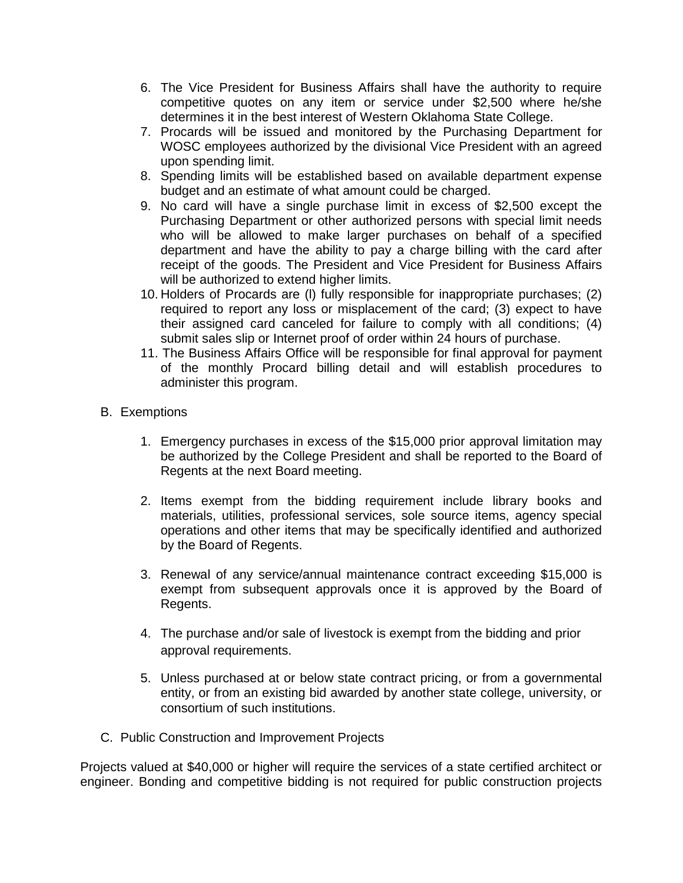6. The Vice President for Business Affairs shall have the authority to require competitive quotes on any item or service under $2,500 where he/she determines it in the best interest of Western Oklahoma State College.
7. Procards will be issued and monitored by the Purchasing Department for WOSC employees authorized by the divisional Vice President with an agreed upon spending limit.
8. Spending limits will be established based on available department expense budget and an estimate of what amount could be charged.
9. No card will have a single purchase limit in excess of $2,500 except the Purchasing Department or other authorized persons with special limit needs who will be allowed to make larger purchases on behalf of a specified department and have the ability to pay a charge billing with the card after receipt of the goods. The President and Vice President for Business Affairs will be authorized to extend higher limits.
10. Holders of Procards are (l) fully responsible for inappropriate purchases; (2) required to report any loss or misplacement of the card; (3) expect to have their assigned card canceled for failure to comply with all conditions; (4) submit sales slip or Internet proof of order within 24 hours of purchase.
11. The Business Affairs Office will be responsible for final approval for payment of the monthly Procard billing detail and will establish procedures to administer this program.

B. Exemptions

1. Emergency purchases in excess of the $15,000 prior approval limitation may be authorized by the College President and shall be reported to the Board of Regents at the next Board meeting.

2. Items exempt from the bidding requirement include library books and materials, utilities, professional services, sole source items, agency special operations and other items that may be specifically identified and authorized by the Board of Regents.

3. Renewal of any service/annual maintenance contract exceeding $15,000 is exempt from subsequent approvals once it is approved by the Board of Regents.

4. The purchase and/or sale of livestock is exempt from the bidding and prior approval requirements.

5. Unless purchased at or below state contract pricing, or from a governmental entity, or from an existing bid awarded by another state college, university, or consortium of such institutions.

C. Public Construction and Improvement Projects

Projects valued at $40,000 or higher will require the services of a state certified architect or engineer. Bonding and competitive bidding is not required for public construction projects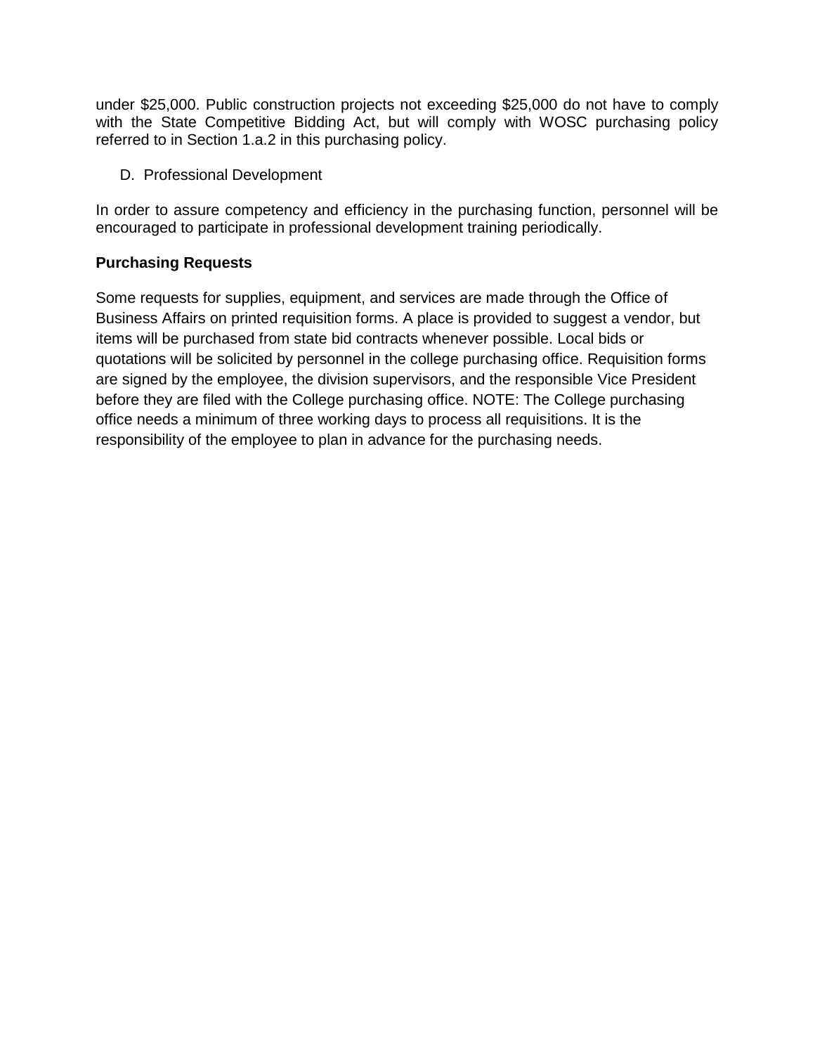under $25,000. Public construction projects not exceeding $25,000 do not have to comply with the State Competitive Bidding Act, but will comply with WOSC purchasing policy referred to in Section 1.a.2 in this purchasing policy.

D. Professional Development

In order to assure competency and efficiency in the purchasing function, personnel will be encouraged to participate in professional development training periodically.

**Purchasing Requests**

Some requests for supplies, equipment, and services are made through the Office of Business Affairs on printed requisition forms. A place is provided to suggest a vendor, but items will be purchased from state bid contracts whenever possible. Local bids or quotations will be solicited by personnel in the college purchasing office. Requisition forms are signed by the employee, the division supervisors, and the responsible Vice President before they are filed with the College purchasing office. NOTE: The College purchasing office needs a minimum of three working days to process all requisitions. It is the responsibility of the employee to plan in advance for the purchasing needs.